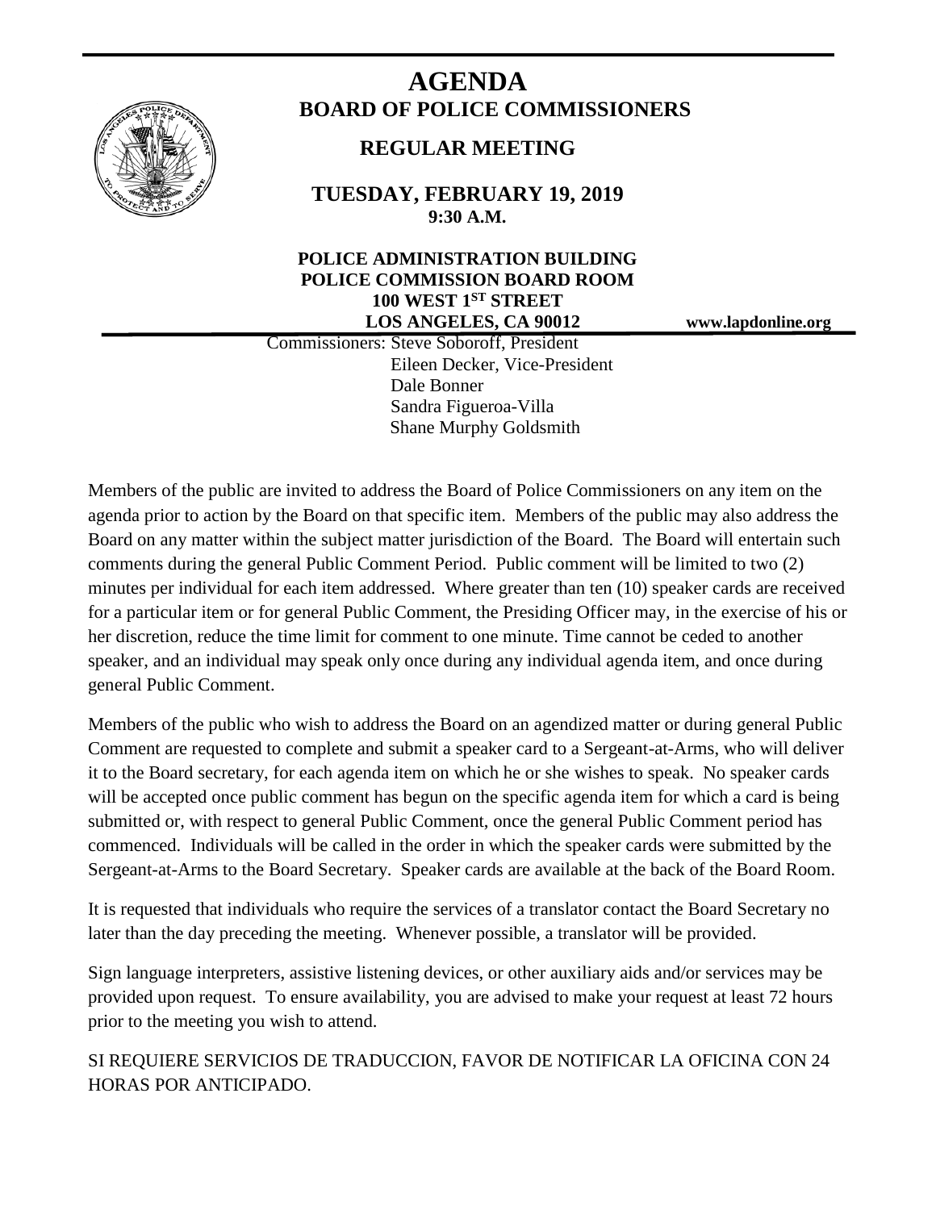# AGENDA
## BOARD OF POLICE COMMISSIONERS

### REGULAR MEETING

**TUESDAY, FEBRUARY 19, 2019**
**9:30 A.M.**

**POLICE ADMINISTRATION BUILDING**
**POLICE COMMISSION BOARD ROOM**
**100 WEST 1ST STREET**
**LOS ANGELES, CA 90012**

**www.lapdonline.org**

Commissioners: Steve Soboroff, President
Eileen Decker, Vice-President
Dale Bonner
Sandra Figueroa-Villa
Shane Murphy Goldsmith

Members of the public are invited to address the Board of Police Commissioners on any item on the agenda prior to action by the Board on that specific item. Members of the public may also address the Board on any matter within the subject matter jurisdiction of the Board. The Board will entertain such comments during the general Public Comment Period. Public comment will be limited to two (2) minutes per individual for each item addressed. Where greater than ten (10) speaker cards are received for a particular item or for general Public Comment, the Presiding Officer may, in the exercise of his or her discretion, reduce the time limit for comment to one minute. Time cannot be ceded to another speaker, and an individual may speak only once during any individual agenda item, and once during general Public Comment.

Members of the public who wish to address the Board on an agendized matter or during general Public Comment are requested to complete and submit a speaker card to a Sergeant-at-Arms, who will deliver it to the Board secretary, for each agenda item on which he or she wishes to speak. No speaker cards will be accepted once public comment has begun on the specific agenda item for which a card is being submitted or, with respect to general Public Comment, once the general Public Comment period has commenced. Individuals will be called in the order in which the speaker cards were submitted by the Sergeant-at-Arms to the Board Secretary. Speaker cards are available at the back of the Board Room.

It is requested that individuals who require the services of a translator contact the Board Secretary no later than the day preceding the meeting. Whenever possible, a translator will be provided.

Sign language interpreters, assistive listening devices, or other auxiliary aids and/or services may be provided upon request. To ensure availability, you are advised to make your request at least 72 hours prior to the meeting you wish to attend.

SI REQUIERE SERVICIOS DE TRADUCCION, FAVOR DE NOTIFICAR LA OFICINA CON 24 HORAS POR ANTICIPADO.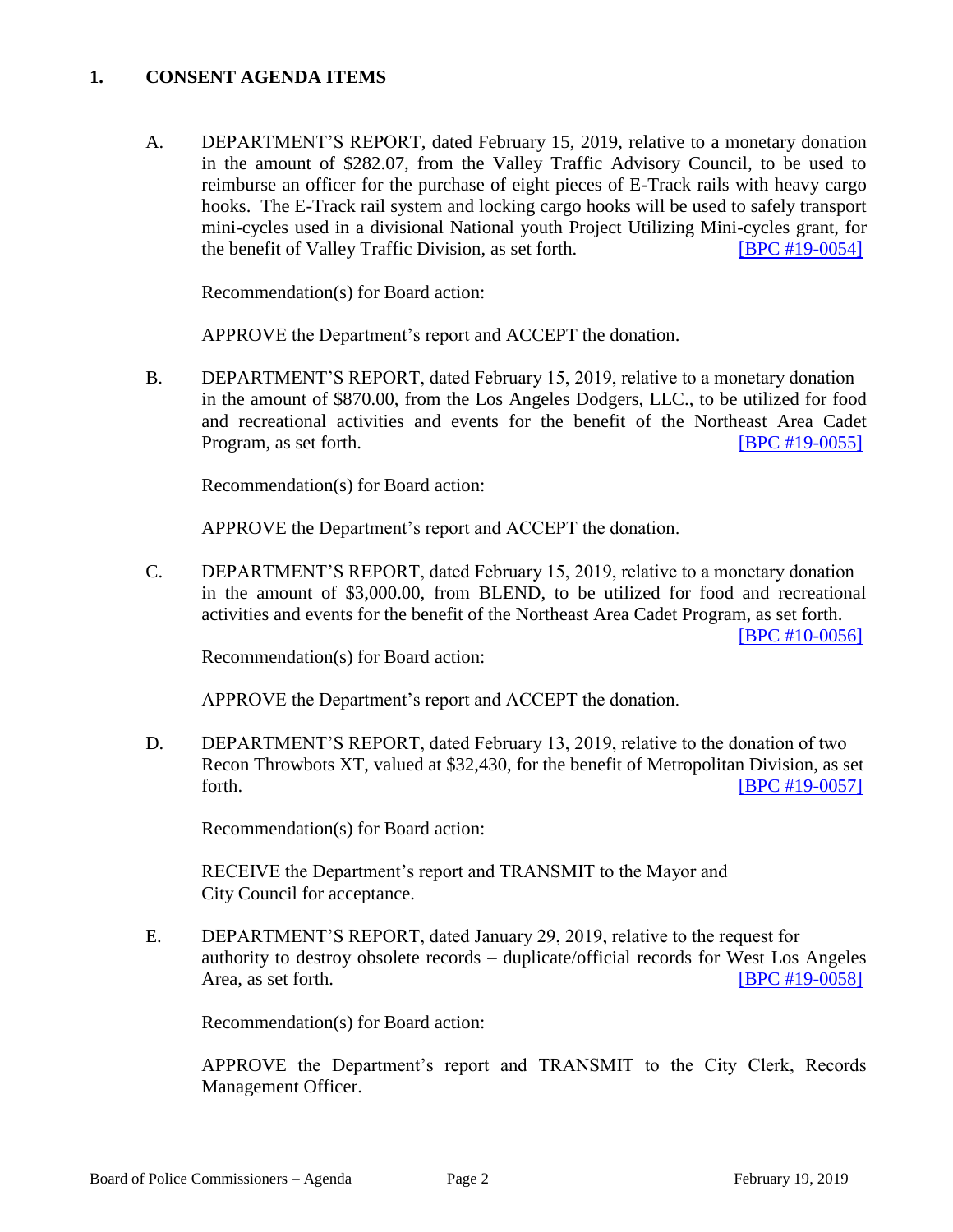## 1. CONSENT AGENDA ITEMS

A. DEPARTMENT'S REPORT, dated February 15, 2019, relative to a monetary donation in the amount of $282.07, from the Valley Traffic Advisory Council, to be used to reimburse an officer for the purchase of eight pieces of E-Track rails with heavy cargo hooks. The E-Track rail system and locking cargo hooks will be used to safely transport mini-cycles used in a divisional National youth Project Utilizing Mini-cycles grant, for the benefit of Valley Traffic Division, as set forth. [BPC #19-0054]

Recommendation(s) for Board action:

APPROVE the Department's report and ACCEPT the donation.

B. DEPARTMENT'S REPORT, dated February 15, 2019, relative to a monetary donation in the amount of $870.00, from the Los Angeles Dodgers, LLC., to be utilized for food and recreational activities and events for the benefit of the Northeast Area Cadet Program, as set forth. [BPC #19-0055]

Recommendation(s) for Board action:

APPROVE the Department's report and ACCEPT the donation.

C. DEPARTMENT'S REPORT, dated February 15, 2019, relative to a monetary donation in the amount of $3,000.00, from BLEND, to be utilized for food and recreational activities and events for the benefit of the Northeast Area Cadet Program, as set forth. [BPC #10-0056]

Recommendation(s) for Board action:

APPROVE the Department's report and ACCEPT the donation.

D. DEPARTMENT'S REPORT, dated February 13, 2019, relative to the donation of two Recon Throwbots XT, valued at $32,430, for the benefit of Metropolitan Division, as set forth. [BPC #19-0057]

Recommendation(s) for Board action:

RECEIVE the Department's report and TRANSMIT to the Mayor and City Council for acceptance.

E. DEPARTMENT'S REPORT, dated January 29, 2019, relative to the request for authority to destroy obsolete records – duplicate/official records for West Los Angeles Area, as set forth. [BPC #19-0058]

Recommendation(s) for Board action:

APPROVE the Department's report and TRANSMIT to the City Clerk, Records Management Officer.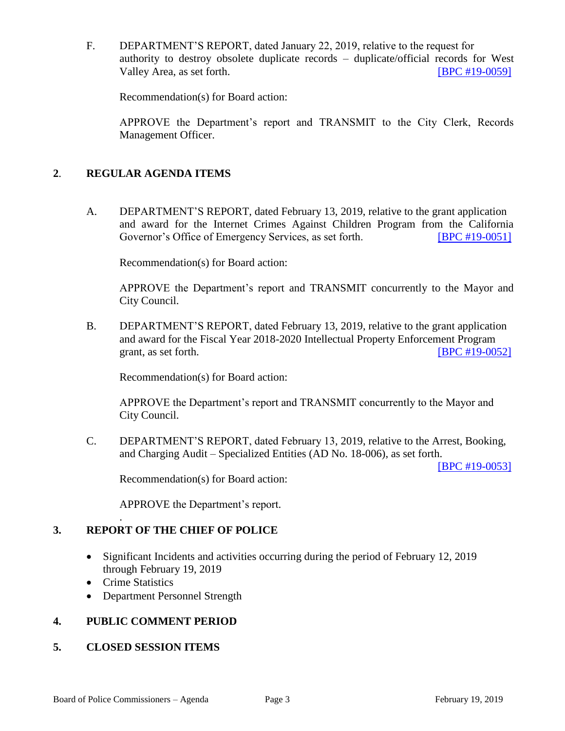F. DEPARTMENT'S REPORT, dated January 22, 2019, relative to the request for authority to destroy obsolete duplicate records – duplicate/official records for West Valley Area, as set forth. [BPC #19-0059]

Recommendation(s) for Board action:

APPROVE the Department's report and TRANSMIT to the City Clerk, Records Management Officer.

## 2. REGULAR AGENDA ITEMS

A. DEPARTMENT'S REPORT, dated February 13, 2019, relative to the grant application and award for the Internet Crimes Against Children Program from the California Governor's Office of Emergency Services, as set forth. [BPC #19-0051]

Recommendation(s) for Board action:

APPROVE the Department's report and TRANSMIT concurrently to the Mayor and City Council.

B. DEPARTMENT'S REPORT, dated February 13, 2019, relative to the grant application and award for the Fiscal Year 2018-2020 Intellectual Property Enforcement Program grant, as set forth. [BPC #19-0052]

Recommendation(s) for Board action:

APPROVE the Department's report and TRANSMIT concurrently to the Mayor and City Council.

C. DEPARTMENT'S REPORT, dated February 13, 2019, relative to the Arrest, Booking, and Charging Audit – Specialized Entities (AD No. 18-006), as set forth. [BPC #19-0053]

Recommendation(s) for Board action:

APPROVE the Department's report.

## 3. REPORT OF THE CHIEF OF POLICE

- Significant Incidents and activities occurring during the period of February 12, 2019 through February 19, 2019
- Crime Statistics
- Department Personnel Strength

## 4. PUBLIC COMMENT PERIOD

## 5. CLOSED SESSION ITEMS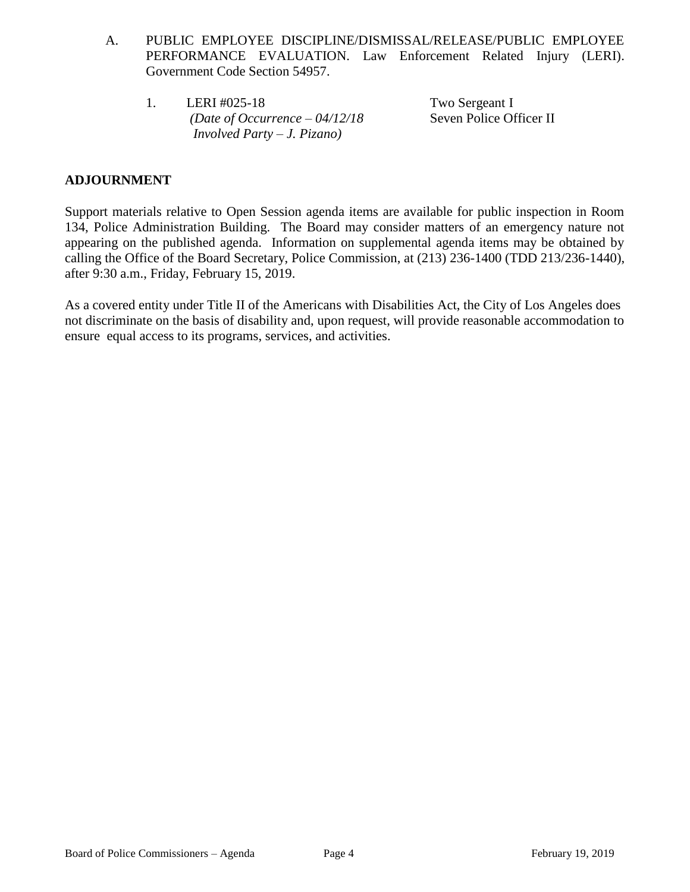A. PUBLIC EMPLOYEE DISCIPLINE/DISMISSAL/RELEASE/PUBLIC EMPLOYEE PERFORMANCE EVALUATION. Law Enforcement Related Injury (LERI). Government Code Section 54957.

1. LERI #025-18 — Two Sergeant I, Seven Police Officer II
   *(Date of Occurrence – 04/12/18*
   *Involved Party – J. Pizano)*

**ADJOURNMENT**

Support materials relative to Open Session agenda items are available for public inspection in Room 134, Police Administration Building. The Board may consider matters of an emergency nature not appearing on the published agenda. Information on supplemental agenda items may be obtained by calling the Office of the Board Secretary, Police Commission, at (213) 236-1400 (TDD 213/236-1440), after 9:30 a.m., Friday, February 15, 2019.

As a covered entity under Title II of the Americans with Disabilities Act, the City of Los Angeles does not discriminate on the basis of disability and, upon request, will provide reasonable accommodation to ensure equal access to its programs, services, and activities.